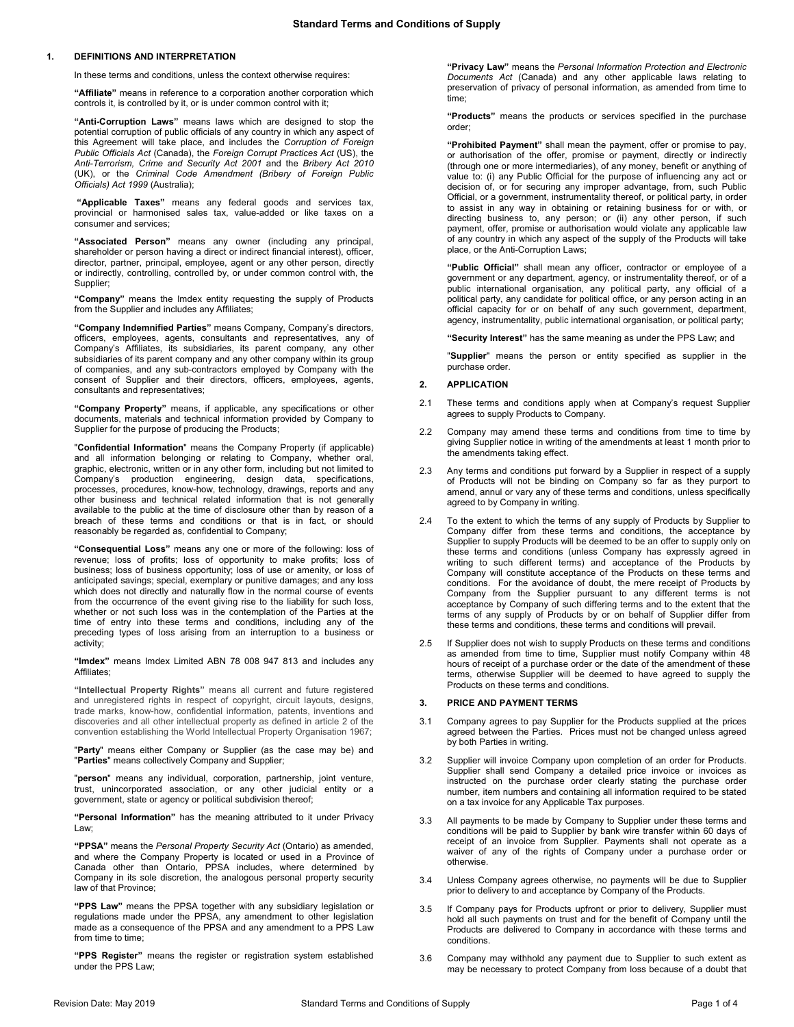# Standard Terms and Conditions of Supply

## 1. DEFINITIONS AND INTERPRETATION

In these terms and conditions, unless the context otherwise requires:

**"Affiliate"** means in reference to a corporation another corporation which controls it, is controlled by it, or is under common control with it;

**"Anti-Corruption Laws"** means laws which are designed to stop the potential corruption of public officials of any country in which any aspect of this Agreement will take place, and includes the *Corruption of Foreign Public Officials Act* (Canada), the *Foreign Corrupt Practices Act* (US), the *Anti-Terrorism, Crime and Security Act 2001* and the *Bribery Act 2010* (UK), or the *Criminal Code Amendment (Bribery of Foreign Public Officials) Act 1999* (Australia);

**"Applicable Taxes"** means any federal goods and services tax, provincial or harmonised sales tax, value-added or like taxes on a consumer and services;

**"Associated Person"** means any owner (including any principal, shareholder or person having a direct or indirect financial interest), officer, director, partner, principal, employee, agent or any other person, directly or indirectly, controlling, controlled by, or under common control with, the Supplier;

**"Company"** means the Imdex entity requesting the supply of Products from the Supplier and includes any Affiliates;

**"Company Indemnified Parties"** means Company, Company's directors, officers, employees, agents, consultants and representatives, any of Company's Affiliates, its subsidiaries, its parent company, any other subsidiaries of its parent company and any other company within its group of companies, and any sub-contractors employed by Company with the consent of Supplier and their directors, officers, employees, agents, consultants and representatives;

**"Company Property"** means, if applicable, any specifications or other documents, materials and technical information provided by Company to Supplier for the purpose of producing the Products;

**"Confidential Information"** means the Company Property (if applicable) and all information belonging or relating to Company, whether oral, graphic, electronic, written or in any other form, including but not limited to Company's production engineering, design data, specifications, processes, procedures, know-how, technology, drawings, reports and any other business and technical related information that is not generally available to the public at the time of disclosure other than by reason of a breach of these terms and conditions or that is in fact, or should reasonably be regarded as, confidential to Company;

**"Consequential Loss"** means any one or more of the following: loss of revenue; loss of profits; loss of opportunity to make profits; loss of business; loss of business opportunity; loss of use or amenity, or loss of anticipated savings; special, exemplary or punitive damages; and any loss which does not directly and naturally flow in the normal course of events from the occurrence of the event giving rise to the liability for such loss, whether or not such loss was in the contemplation of the Parties at the time of entry into these terms and conditions, including any of the preceding types of loss arising from an interruption to a business or activity;

**"Imdex"** means Imdex Limited ABN 78 008 947 813 and includes any Affiliates;

**"Intellectual Property Rights"** means all current and future registered and unregistered rights in respect of copyright, circuit layouts, designs, trade marks, know-how, confidential information, patents, inventions and discoveries and all other intellectual property as defined in article 2 of the convention establishing the World Intellectual Property Organisation 1967;

**"Party"** means either Company or Supplier (as the case may be) and **"Parties"** means collectively Company and Supplier;

**"person"** means any individual, corporation, partnership, joint venture, trust, unincorporated association, or any other juridical entity or a government, state or agency or political subdivision thereof;

**"Personal Information"** has the meaning attributed to it under Privacy Law;

**"PPSA"** means the *Personal Property Security Act* (Ontario) as amended, and where the Company Property is located or used in a Province of Canada other than Ontario, PPSA includes, where determined by Company in its sole discretion, the analogous personal property security law of that Province;

**"PPS Law"** means the PPSA together with any subsidiary legislation or regulations made under the PPSA, any amendment to other legislation made as a consequence of the PPSA and any amendment to a PPS Law from time to time;

**"PPS Register"** means the register or registration system established under the PPS Law;

**"Privacy Law"** means the *Personal Information Protection and Electronic Documents Act* (Canada) and any other applicable laws relating to preservation of privacy of personal information, as amended from time to time;

**"Products"** means the products or services specified in the purchase order;

**"Prohibited Payment"** shall mean the payment, offer or promise to pay, or authorisation of the offer, promise or payment, directly or indirectly (through one or more intermediaries), of any money, benefit or anything of value to: (i) any Public Official for the purpose of influencing any act or decision of, or for securing any improper advantage, from, such Public Official, or a government, instrumentality thereof, or political party, in order to assist in any way in obtaining or retaining business for or with, or directing business to, any person; or (ii) any other person, if such payment, offer, promise or authorisation would violate any applicable law of any country in which any aspect of the supply of the Products will take place, or the Anti-Corruption Laws;

**"Public Official"** shall mean any officer, contractor or employee of a government or any department, agency, or instrumentality thereof, or of a public international organisation, any political party, any official of a political party, any candidate for political office, or any person acting in an official capacity for or on behalf of any such government, department, agency, instrumentality, public international organisation, or political party;

**"Security Interest"** has the same meaning as under the PPS Law; and

**"Supplier"** means the person or entity specified as supplier in the purchase order.

## 2. APPLICATION

2.1 These terms and conditions apply when at Company's request Supplier agrees to supply Products to Company.

2.2 Company may amend these terms and conditions from time to time by giving Supplier notice in writing of the amendments at least 1 month prior to the amendments taking effect.

2.3 Any terms and conditions put forward by a Supplier in respect of a supply of Products will not be binding on Company so far as they purport to amend, annul or vary any of these terms and conditions, unless specifically agreed to by Company in writing.

2.4 To the extent to which the terms of any supply of Products by Supplier to Company differ from these terms and conditions, the acceptance by Supplier to supply Products will be deemed to be an offer to supply only on these terms and conditions (unless Company has expressly agreed in writing to such different terms) and acceptance of the Products by Company will constitute acceptance of the Products on these terms and conditions. For the avoidance of doubt, the mere receipt of Products by Company from the Supplier pursuant to any different terms is not acceptance by Company of such differing terms and to the extent that the terms of any supply of Products by or on behalf of Supplier differ from these terms and conditions, these terms and conditions will prevail.

2.5 If Supplier does not wish to supply Products on these terms and conditions as amended from time to time, Supplier must notify Company within 48 hours of receipt of a purchase order or the date of the amendment of these terms, otherwise Supplier will be deemed to have agreed to supply the Products on these terms and conditions.

## 3. PRICE AND PAYMENT TERMS

3.1 Company agrees to pay Supplier for the Products supplied at the prices agreed between the Parties. Prices must not be changed unless agreed by both Parties in writing.

3.2 Supplier will invoice Company upon completion of an order for Products. Supplier shall send Company a detailed price invoice or invoices as instructed on the purchase order clearly stating the purchase order number, item numbers and containing all information required to be stated on a tax invoice for any Applicable Tax purposes.

3.3 All payments to be made by Company to Supplier under these terms and conditions will be paid to Supplier by bank wire transfer within 60 days of receipt of an invoice from Supplier. Payments shall not operate as a waiver of any of the rights of Company under a purchase order or otherwise.

3.4 Unless Company agrees otherwise, no payments will be due to Supplier prior to delivery to and acceptance by Company of the Products.

3.5 If Company pays for Products upfront or prior to delivery, Supplier must hold all such payments on trust and for the benefit of Company until the Products are delivered to Company in accordance with these terms and conditions.

3.6 Company may withhold any payment due to Supplier to such extent as may be necessary to protect Company from loss because of a doubt that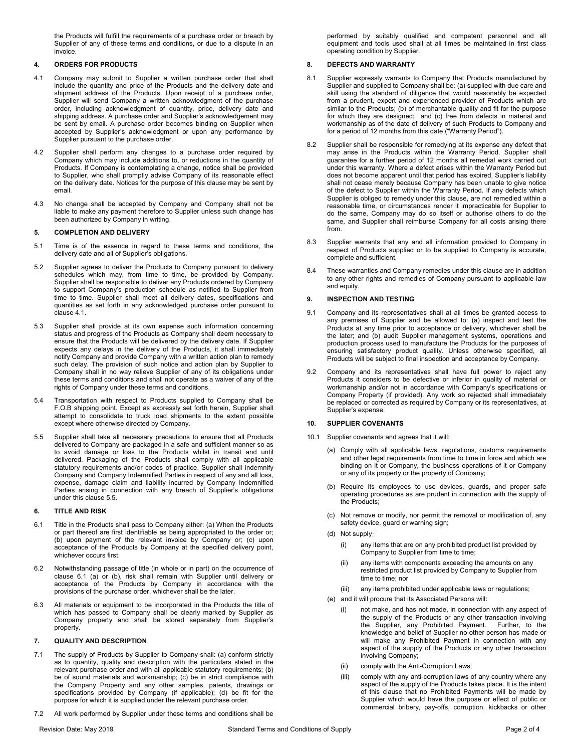the Products will fulfill the requirements of a purchase order or breach by Supplier of any of these terms and conditions, or due to a dispute in an invoice.

## 4. ORDERS FOR PRODUCTS

4.1 Company may submit to Supplier a written purchase order that shall include the quantity and price of the Products and the delivery date and shipment address of the Products. Upon receipt of a purchase order, Supplier will send Company a written acknowledgment of the purchase order, including acknowledgment of quantity, price, delivery date and shipping address. A purchase order and Supplier's acknowledgement may be sent by email. A purchase order becomes binding on Supplier when accepted by Supplier's acknowledgment or upon any performance by Supplier pursuant to the purchase order.

4.2 Supplier shall perform any changes to a purchase order required by Company which may include additions to, or reductions in the quantity of Products. If Company is contemplating a change, notice shall be provided to Supplier, who shall promptly advise Company of its reasonable effect on the delivery date. Notices for the purpose of this clause may be sent by email.

4.3 No change shall be accepted by Company and Company shall not be liable to make any payment therefore to Supplier unless such change has been authorized by Company in writing.

## 5. COMPLETION AND DELIVERY

5.1 Time is of the essence in regard to these terms and conditions, the delivery date and all of Supplier's obligations.

5.2 Supplier agrees to deliver the Products to Company pursuant to delivery schedules which may, from time to time, be provided by Company. Supplier shall be responsible to deliver any Products ordered by Company to support Company's production schedule as notified to Supplier from time to time. Supplier shall meet all delivery dates, specifications and quantities as set forth in any acknowledged purchase order pursuant to clause 4.1.

5.3 Supplier shall provide at its own expense such information concerning status and progress of the Products as Company shall deem necessary to ensure that the Products will be delivered by the delivery date. If Supplier expects any delays in the delivery of the Products, it shall immediately notify Company and provide Company with a written action plan to remedy such delay. The provision of such notice and action plan by Supplier to Company shall in no way relieve Supplier of any of its obligations under these terms and conditions and shall not operate as a waiver of any of the rights of Company under these terms and conditions.

5.4 Transportation with respect to Products supplied to Company shall be F.O.B shipping point. Except as expressly set forth herein, Supplier shall attempt to consolidate to truck load shipments to the extent possible except where otherwise directed by Company.

5.5 Supplier shall take all necessary precautions to ensure that all Products delivered to Company are packaged in a safe and sufficient manner so as to avoid damage or loss to the Products whilst in transit and until delivered. Packaging of the Products shall comply with all applicable statutory requirements and/or codes of practice. Supplier shall indemnify Company and Company Indemnified Parties in respect of any and all loss, expense, damage claim and liability incurred by Company Indemnified Parties arising in connection with any breach of Supplier's obligations under this clause 5.5.

## 6. TITLE AND RISK

6.1 Title in the Products shall pass to Company either: (a) When the Products or part thereof are first identifiable as being appropriated to the order or; (b) upon payment of the relevant invoice by Company or; (c) upon acceptance of the Products by Company at the specified delivery point, whichever occurs first.

6.2 Notwithstanding passage of title (in whole or in part) on the occurrence of clause 6.1 (a) or (b), risk shall remain with Supplier until delivery or acceptance of the Products by Company in accordance with the provisions of the purchase order, whichever shall be the later.

6.3 All materials or equipment to be incorporated in the Products the title of which has passed to Company shall be clearly marked by Supplier as Company property and shall be stored separately from Supplier's property.

## 7. QUALITY AND DESCRIPTION

7.1 The supply of Products by Supplier to Company shall: (a) conform strictly as to quantity, quality and description with the particulars stated in the relevant purchase order and with all applicable statutory requirements; (b) be of sound materials and workmanship; (c) be in strict compliance with the Company Property and any other samples, patents, drawings or specifications provided by Company (if applicable); (d) be fit for the purpose for which it is supplied under the relevant purchase order.

7.2 All work performed by Supplier under these terms and conditions shall be performed by suitably qualified and competent personnel and all equipment and tools used shall at all times be maintained in first class operating condition by Supplier.

## 8. DEFECTS AND WARRANTY

8.1 Supplier expressly warrants to Company that Products manufactured by Supplier and supplied to Company shall be: (a) supplied with due care and skill using the standard of diligence that would reasonably be expected from a prudent, expert and experienced provider of Products which are similar to the Products; (b) of merchantable quality and fit for the purpose for which they are designed; and (c) free from defects in material and workmanship as of the date of delivery of such Products to Company and for a period of 12 months from this date ("Warranty Period").

8.2 Supplier shall be responsible for remedying at its expense any defect that may arise in the Products within the Warranty Period. Supplier shall guarantee for a further period of 12 months all remedial work carried out under this warranty. Where a defect arises within the Warranty Period but does not become apparent until that period has expired, Supplier's liability shall not cease merely because Company has been unable to give notice of the defect to Supplier within the Warranty Period. If any defects which Supplier is obliged to remedy under this clause, are not remedied within a reasonable time, or circumstances render it impracticable for Supplier to do the same, Company may do so itself or authorise others to do the same, and Supplier shall reimburse Company for all costs arising there from.

8.3 Supplier warrants that any and all information provided to Company in respect of Products supplied or to be supplied to Company is accurate, complete and sufficient.

8.4 These warranties and Company remedies under this clause are in addition to any other rights and remedies of Company pursuant to applicable law and equity.

## 9. INSPECTION AND TESTING

9.1 Company and its representatives shall at all times be granted access to any premises of Supplier and be allowed to: (a) inspect and test the Products at any time prior to acceptance or delivery, whichever shall be the later; and (b) audit Supplier management systems, operations and production process used to manufacture the Products for the purposes of ensuring satisfactory product quality. Unless otherwise specified, all Products will be subject to final inspection and acceptance by Company.

9.2 Company and its representatives shall have full power to reject any Products it considers to be defective or inferior in quality of material or workmanship and/or not in accordance with Company's specifications or Company Property (if provided). Any work so rejected shall immediately be replaced or corrected as required by Company or its representatives, at Supplier's expense.

## 10. SUPPLIER COVENANTS

10.1 Supplier covenants and agrees that it will:

(a) Comply with all applicable laws, regulations, customs requirements and other legal requirements from time to time in force and which are binding on it or Company, the business operations of it or Company or any of its property or the property of Company;

(b) Require its employees to use devices, guards, and proper safe operating procedures as are prudent in connection with the supply of the Products;

(c) Not remove or modify, nor permit the removal or modification of, any safety device, guard or warning sign;

(d) Not supply:

(i) any items that are on any prohibited product list provided by Company to Supplier from time to time;

(ii) any items with components exceeding the amounts on any restricted product list provided by Company to Supplier from time to time; nor

(iii) any items prohibited under applicable laws or regulations;

(e) and it will procure that its Associated Persons will:

(i) not make, and has not made, in connection with any aspect of the supply of the Products or any other transaction involving the Supplier, any Prohibited Payment. Further, to the knowledge and belief of Supplier no other person has made or will make any Prohibited Payment in connection with any aspect of the supply of the Products or any other transaction involving Company;

(ii) comply with the Anti-Corruption Laws;

(iii) comply with any anti-corruption laws of any country where any aspect of the supply of the Products takes place. It is the intent of this clause that no Prohibited Payments will be made by Supplier which would have the purpose or effect of public or commercial bribery, pay-offs, corruption, kickbacks or other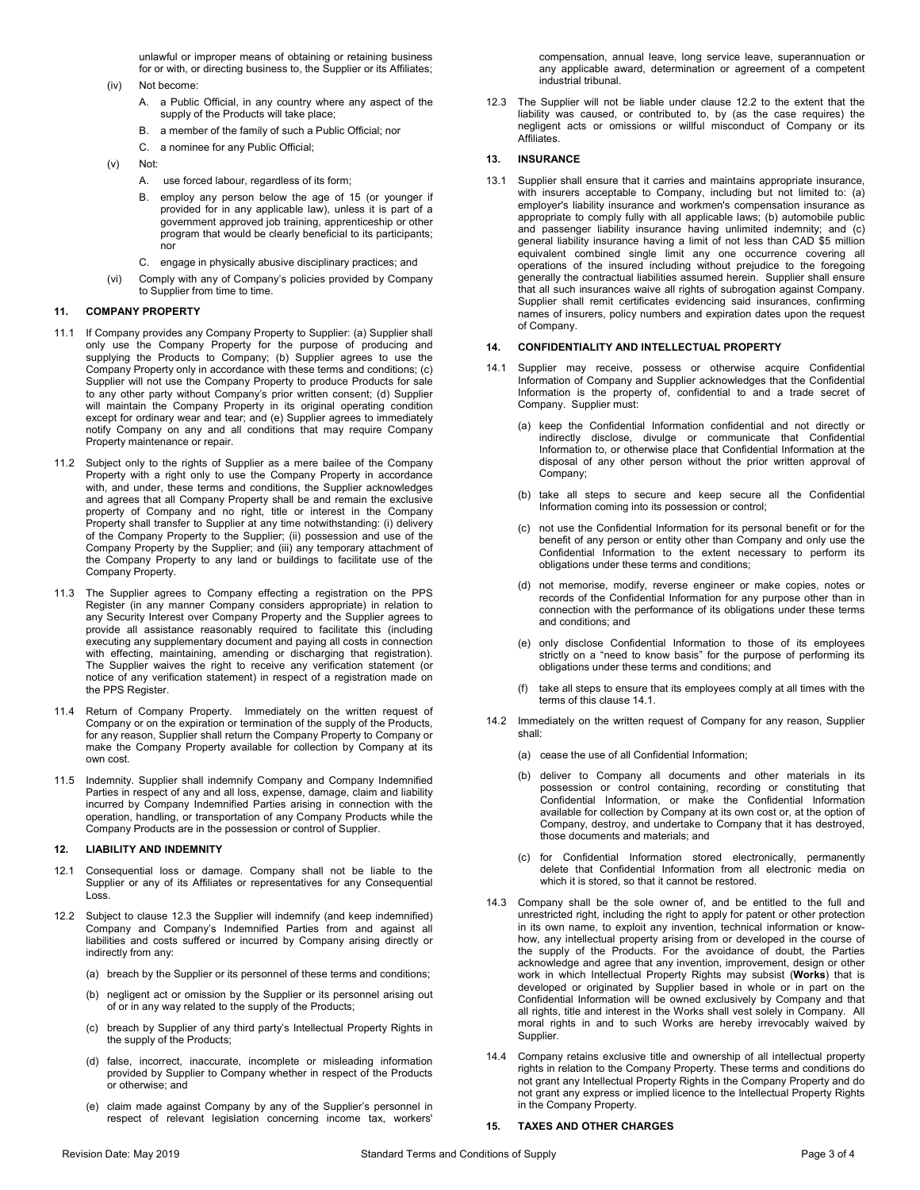unlawful or improper means of obtaining or retaining business for or with, or directing business to, the Supplier or its Affiliates;

(iv) Not become:

A. a Public Official, in any country where any aspect of the supply of the Products will take place;

B. a member of the family of such a Public Official; nor

C. a nominee for any Public Official;

(v) Not:

A. use forced labour, regardless of its form;

B. employ any person below the age of 15 (or younger if provided for in any applicable law), unless it is part of a government approved job training, apprenticeship or other program that would be clearly beneficial to its participants; nor

C. engage in physically abusive disciplinary practices; and

(vi) Comply with any of Company's policies provided by Company to Supplier from time to time.

## 11. COMPANY PROPERTY

11.1 If Company provides any Company Property to Supplier: (a) Supplier shall only use the Company Property for the purpose of producing and supplying the Products to Company; (b) Supplier agrees to use the Company Property only in accordance with these terms and conditions; (c) Supplier will not use the Company Property to produce Products for sale to any other party without Company's prior written consent; (d) Supplier will maintain the Company Property in its original operating condition except for ordinary wear and tear; and (e) Supplier agrees to immediately notify Company on any and all conditions that may require Company Property maintenance or repair.

11.2 Subject only to the rights of Supplier as a mere bailee of the Company Property with a right only to use the Company Property in accordance with, and under, these terms and conditions, the Supplier acknowledges and agrees that all Company Property shall be and remain the exclusive property of Company and no right, title or interest in the Company Property shall transfer to Supplier at any time notwithstanding: (i) delivery of the Company Property to the Supplier; (ii) possession and use of the Company Property by the Supplier; and (iii) any temporary attachment of the Company Property to any land or buildings to facilitate use of the Company Property.

11.3 The Supplier agrees to Company effecting a registration on the PPS Register (in any manner Company considers appropriate) in relation to any Security Interest over Company Property and the Supplier agrees to provide all assistance reasonably required to facilitate this (including executing any supplementary document and paying all costs in connection with effecting, maintaining, amending or discharging that registration). The Supplier waives the right to receive any verification statement (or notice of any verification statement) in respect of a registration made on the PPS Register.

11.4 Return of Company Property. Immediately on the written request of Company or on the expiration or termination of the supply of the Products, for any reason, Supplier shall return the Company Property to Company or make the Company Property available for collection by Company at its own cost.

11.5 Indemnity. Supplier shall indemnify Company and Company Indemnified Parties in respect of any and all loss, expense, damage, claim and liability incurred by Company Indemnified Parties arising in connection with the operation, handling, or transportation of any Company Products while the Company Products are in the possession or control of Supplier.

## 12. LIABILITY AND INDEMNITY

12.1 Consequential loss or damage. Company shall not be liable to the Supplier or any of its Affiliates or representatives for any Consequential Loss.

12.2 Subject to clause 12.3 the Supplier will indemnify (and keep indemnified) Company and Company's Indemnified Parties from and against all liabilities and costs suffered or incurred by Company arising directly or indirectly from any:

(a) breach by the Supplier or its personnel of these terms and conditions;

(b) negligent act or omission by the Supplier or its personnel arising out of or in any way related to the supply of the Products;

(c) breach by Supplier of any third party's Intellectual Property Rights in the supply of the Products;

(d) false, incorrect, inaccurate, incomplete or misleading information provided by Supplier to Company whether in respect of the Products or otherwise; and

(e) claim made against Company by any of the Supplier's personnel in respect of relevant legislation concerning income tax, workers' compensation, annual leave, long service leave, superannuation or any applicable award, determination or agreement of a competent industrial tribunal.

12.3 The Supplier will not be liable under clause 12.2 to the extent that the liability was caused, or contributed to, by (as the case requires) the negligent acts or omissions or willful misconduct of Company or its Affiliates.

## 13. INSURANCE

13.1 Supplier shall ensure that it carries and maintains appropriate insurance, with insurers acceptable to Company, including but not limited to: (a) employer's liability insurance and workmen's compensation insurance as appropriate to comply fully with all applicable laws; (b) automobile public and passenger liability insurance having unlimited indemnity; and (c) general liability insurance having a limit of not less than CAD $5 million equivalent combined single limit any one occurrence covering all operations of the insured including without prejudice to the foregoing generally the contractual liabilities assumed herein. Supplier shall ensure that all such insurances waive all rights of subrogation against Company. Supplier shall remit certificates evidencing said insurances, confirming names of insurers, policy numbers and expiration dates upon the request of Company.

## 14. CONFIDENTIALITY AND INTELLECTUAL PROPERTY

14.1 Supplier may receive, possess or otherwise acquire Confidential Information of Company and Supplier acknowledges that the Confidential Information is the property of, confidential to and a trade secret of Company. Supplier must:

(a) keep the Confidential Information confidential and not directly or indirectly disclose, divulge or communicate that Confidential Information to, or otherwise place that Confidential Information at the disposal of any other person without the prior written approval of Company;

(b) take all steps to secure and keep secure all the Confidential Information coming into its possession or control;

(c) not use the Confidential Information for its personal benefit or for the benefit of any person or entity other than Company and only use the Confidential Information to the extent necessary to perform its obligations under these terms and conditions;

(d) not memorise, modify, reverse engineer or make copies, notes or records of the Confidential Information for any purpose other than in connection with the performance of its obligations under these terms and conditions; and

(e) only disclose Confidential Information to those of its employees strictly on a "need to know basis" for the purpose of performing its obligations under these terms and conditions; and

(f) take all steps to ensure that its employees comply at all times with the terms of this clause 14.1.

14.2 Immediately on the written request of Company for any reason, Supplier shall:

(a) cease the use of all Confidential Information;

(b) deliver to Company all documents and other materials in its possession or control containing, recording or constituting that Confidential Information, or make the Confidential Information available for collection by Company at its own cost or, at the option of Company, destroy, and undertake to Company that it has destroyed, those documents and materials; and

(c) for Confidential Information stored electronically, permanently delete that Confidential Information from all electronic media on which it is stored, so that it cannot be restored.

14.3 Company shall be the sole owner of, and be entitled to the full and unrestricted right, including the right to apply for patent or other protection in its own name, to exploit any invention, technical information or know-how, any intellectual property arising from or developed in the course of the supply of the Products. For the avoidance of doubt, the Parties acknowledge and agree that any invention, improvement, design or other work in which Intellectual Property Rights may subsist (**Works**) that is developed or originated by Supplier based in whole or in part on the Confidential Information will be owned exclusively by Company and that all rights, title and interest in the Works shall vest solely in Company. All moral rights in and to such Works are hereby irrevocably waived by Supplier.

14.4 Company retains exclusive title and ownership of all intellectual property rights in relation to the Company Property. These terms and conditions do not grant any Intellectual Property Rights in the Company Property and do not grant any express or implied licence to the Intellectual Property Rights in the Company Property.

## 15. TAXES AND OTHER CHARGES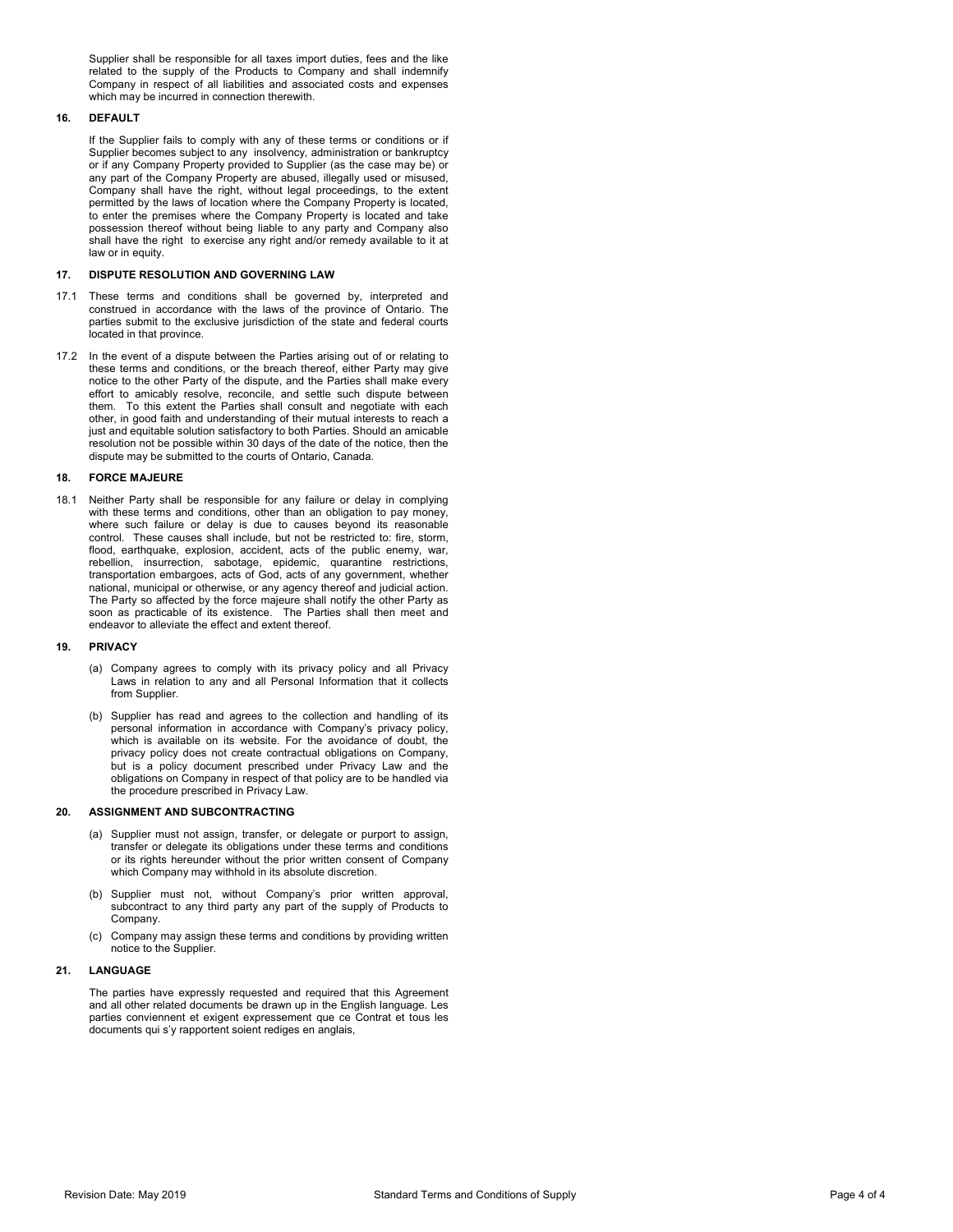Supplier shall be responsible for all taxes import duties, fees and the like related to the supply of the Products to Company and shall indemnify Company in respect of all liabilities and associated costs and expenses which may be incurred in connection therewith.

## 16. DEFAULT

If the Supplier fails to comply with any of these terms or conditions or if Supplier becomes subject to any insolvency, administration or bankruptcy or if any Company Property provided to Supplier (as the case may be) or any part of the Company Property are abused, illegally used or misused, Company shall have the right, without legal proceedings, to the extent permitted by the laws of location where the Company Property is located, to enter the premises where the Company Property is located and take possession thereof without being liable to any party and Company also shall have the right to exercise any right and/or remedy available to it at law or in equity.

## 17. DISPUTE RESOLUTION AND GOVERNING LAW

17.1 These terms and conditions shall be governed by, interpreted and construed in accordance with the laws of the province of Ontario. The parties submit to the exclusive jurisdiction of the state and federal courts located in that province.

17.2 In the event of a dispute between the Parties arising out of or relating to these terms and conditions, or the breach thereof, either Party may give notice to the other Party of the dispute, and the Parties shall make every effort to amicably resolve, reconcile, and settle such dispute between them. To this extent the Parties shall consult and negotiate with each other, in good faith and understanding of their mutual interests to reach a just and equitable solution satisfactory to both Parties. Should an amicable resolution not be possible within 30 days of the date of the notice, then the dispute may be submitted to the courts of Ontario, Canada.

## 18. FORCE MAJEURE

18.1 Neither Party shall be responsible for any failure or delay in complying with these terms and conditions, other than an obligation to pay money, where such failure or delay is due to causes beyond its reasonable control. These causes shall include, but not be restricted to: fire, storm, flood, earthquake, explosion, accident, acts of the public enemy, war, rebellion, insurrection, sabotage, epidemic, quarantine restrictions, transportation embargoes, acts of God, acts of any government, whether national, municipal or otherwise, or any agency thereof and judicial action. The Party so affected by the force majeure shall notify the other Party as soon as practicable of its existence. The Parties shall then meet and endeavor to alleviate the effect and extent thereof.

## 19. PRIVACY

(a) Company agrees to comply with its privacy policy and all Privacy Laws in relation to any and all Personal Information that it collects from Supplier.

(b) Supplier has read and agrees to the collection and handling of its personal information in accordance with Company's privacy policy, which is available on its website. For the avoidance of doubt, the privacy policy does not create contractual obligations on Company, but is a policy document prescribed under Privacy Law and the obligations on Company in respect of that policy are to be handled via the procedure prescribed in Privacy Law.

## 20. ASSIGNMENT AND SUBCONTRACTING

(a) Supplier must not assign, transfer, or delegate or purport to assign, transfer or delegate its obligations under these terms and conditions or its rights hereunder without the prior written consent of Company which Company may withhold in its absolute discretion.

(b) Supplier must not, without Company's prior written approval, subcontract to any third party any part of the supply of Products to Company.

(c) Company may assign these terms and conditions by providing written notice to the Supplier.

## 21. LANGUAGE

The parties have expressly requested and required that this Agreement and all other related documents be drawn up in the English language. Les parties conviennent et exigent expressement que ce Contrat et tous les documents qui s'y rapportent soient rediges en anglais,